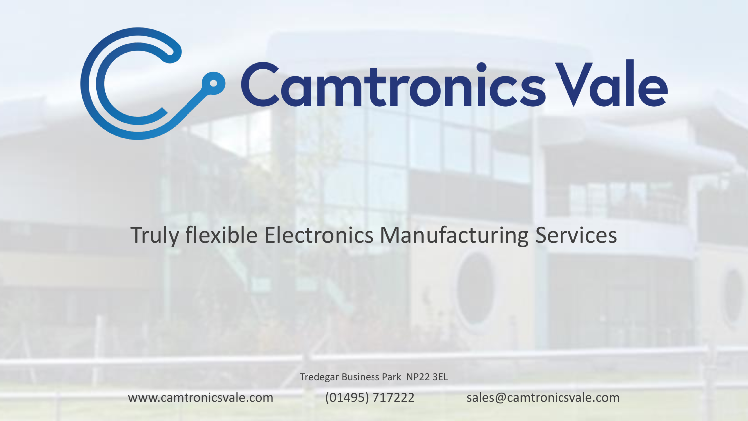# Camtronics Vale

Truly flexible Electronics Manufacturing Services

Tredegar Business Park NP22 3EL

www.camtronicsvale.com (01495) 717222 sales@camtronicsvale.com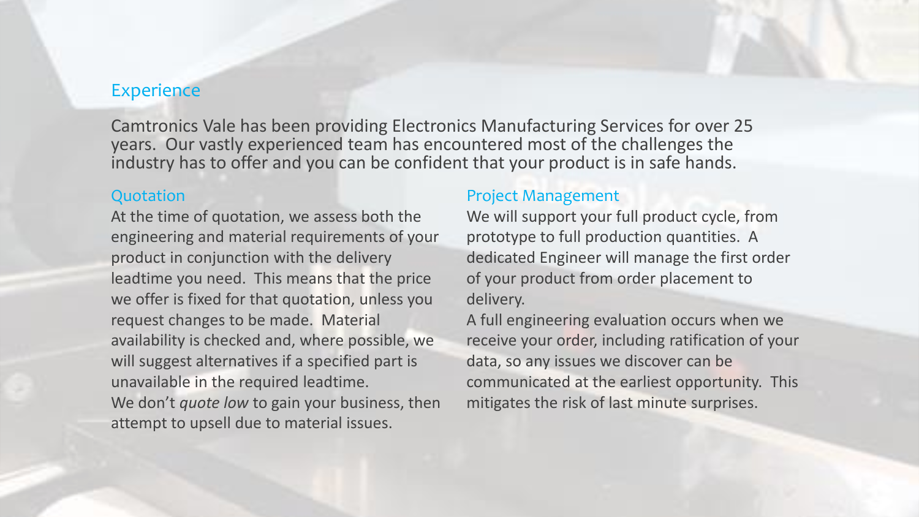## Experience

Camtronics Vale has been providing Electronics Manufacturing Services for over 25 years. Our vastly experienced team has encountered most of the challenges the industry has to offer and you can be confident that your product is in safe hands.

### Quotation

At the time of quotation, we assess both the engineering and material requirements of your product in conjunction with the delivery leadtime you need. This means that the price we offer is fixed for that quotation, unless you request changes to be made. Material availability is checked and, where possible, we will suggest alternatives if a specified part is unavailable in the required leadtime.

We don't *quote low* to gain your business, then attempt to upsell due to material issues.

### Project Management

We will support your full product cycle, from prototype to full production quantities. A dedicated Engineer will manage the first order of your product from order placement to delivery.

A full engineering evaluation occurs when we receive your order, including ratification of your data, so any issues we discover can be communicated at the earliest opportunity. This mitigates the risk of last minute surprises.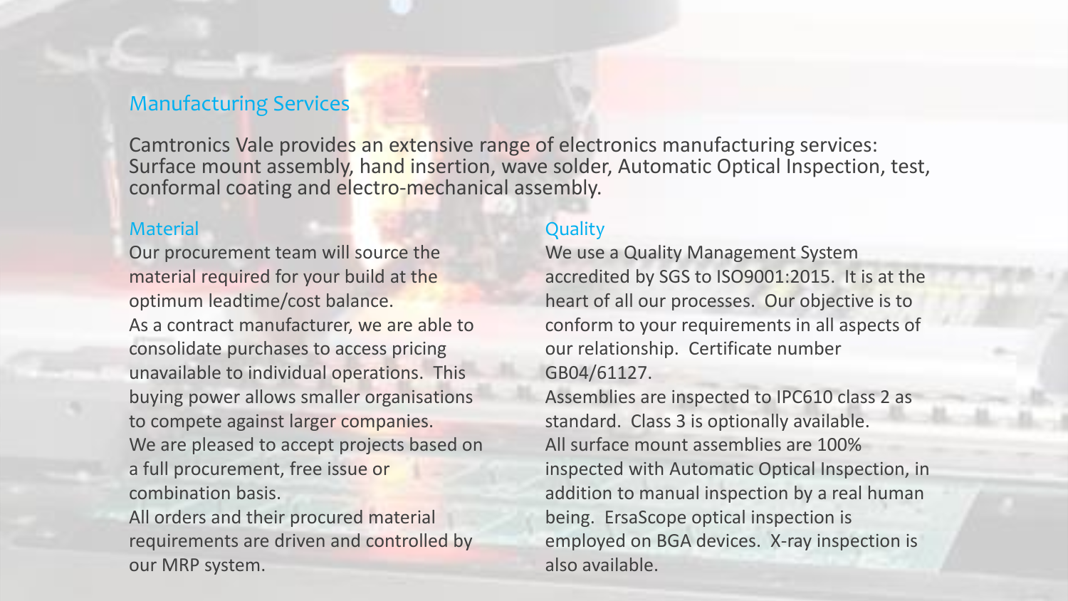## Manufacturing Services

Camtronics Vale provides an extensive range of electronics manufacturing services: Surface mount assembly, hand insertion, wave solder, Automatic Optical Inspection, test, conformal coating and electro-mechanical assembly.

### Material

Our procurement team will source the material required for your build at the optimum leadtime/cost balance.

As a contract manufacturer, we are able to consolidate purchases to access pricing unavailable to individual operations. This buying power allows smaller organisations to compete against larger companies.

We are pleased to accept projects based on a full procurement, free issue or combination basis.

All orders and their procured material requirements are driven and controlled by our MRP system.

### Quality

We use a Quality Management System accredited by SGS to ISO9001:2015. It is at the heart of all our processes. Our objective is to conform to your requirements in all aspects of our relationship. Certificate number GB04/61127.

Assemblies are inspected to IPC610 class 2 as standard. Class 3 is optionally available.

All surface mount assemblies are 100% inspected with Automatic Optical Inspection, in addition to manual inspection by a real human being. ErsaScope optical inspection is employed on BGA devices. X-ray inspection is also available.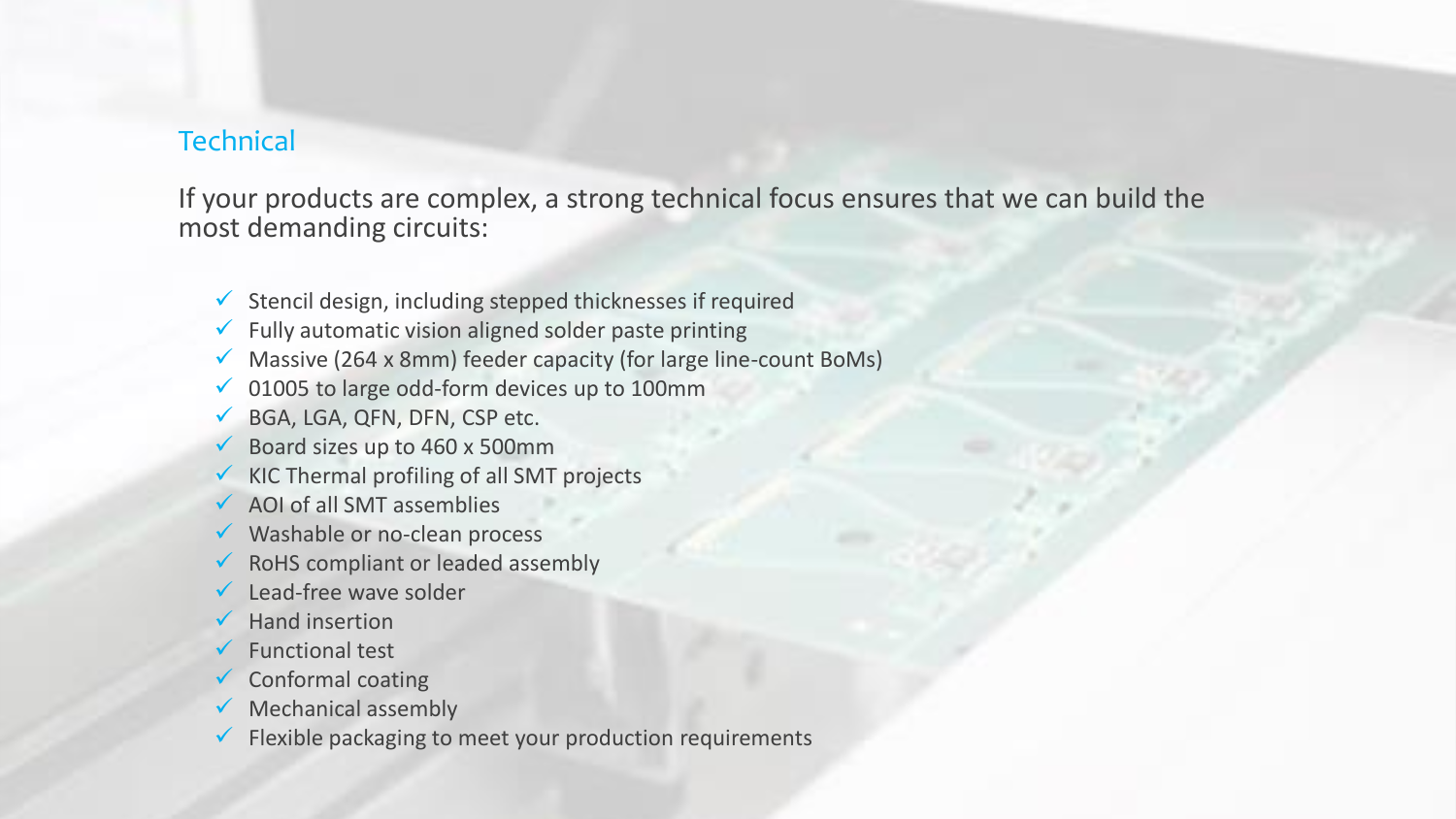## Technical

If your products are complex, a strong technical focus ensures that we can build the most demanding circuits:

- ✓ Stencil design, including stepped thicknesses if required
- ✓ Fully automatic vision aligned solder paste printing
- ✓ Massive (264 x 8mm) feeder capacity (for large line-count BoMs)
- ✓ 01005 to large odd-form devices up to 100mm
- ✓ BGA, LGA, QFN, DFN, CSP etc.
- ✓ Board sizes up to 460 x 500mm
- ✓ KIC Thermal profiling of all SMT projects
- ✓ AOI of all SMT assemblies
- ✓ Washable or no-clean process
- ✓ RoHS compliant or leaded assembly
- ✓ Lead-free wave solder
- ✓ Hand insertion
- ✓ Functional test
- ✓ Conformal coating
- ✓ Mechanical assembly
- ✓ Flexible packaging to meet your production requirements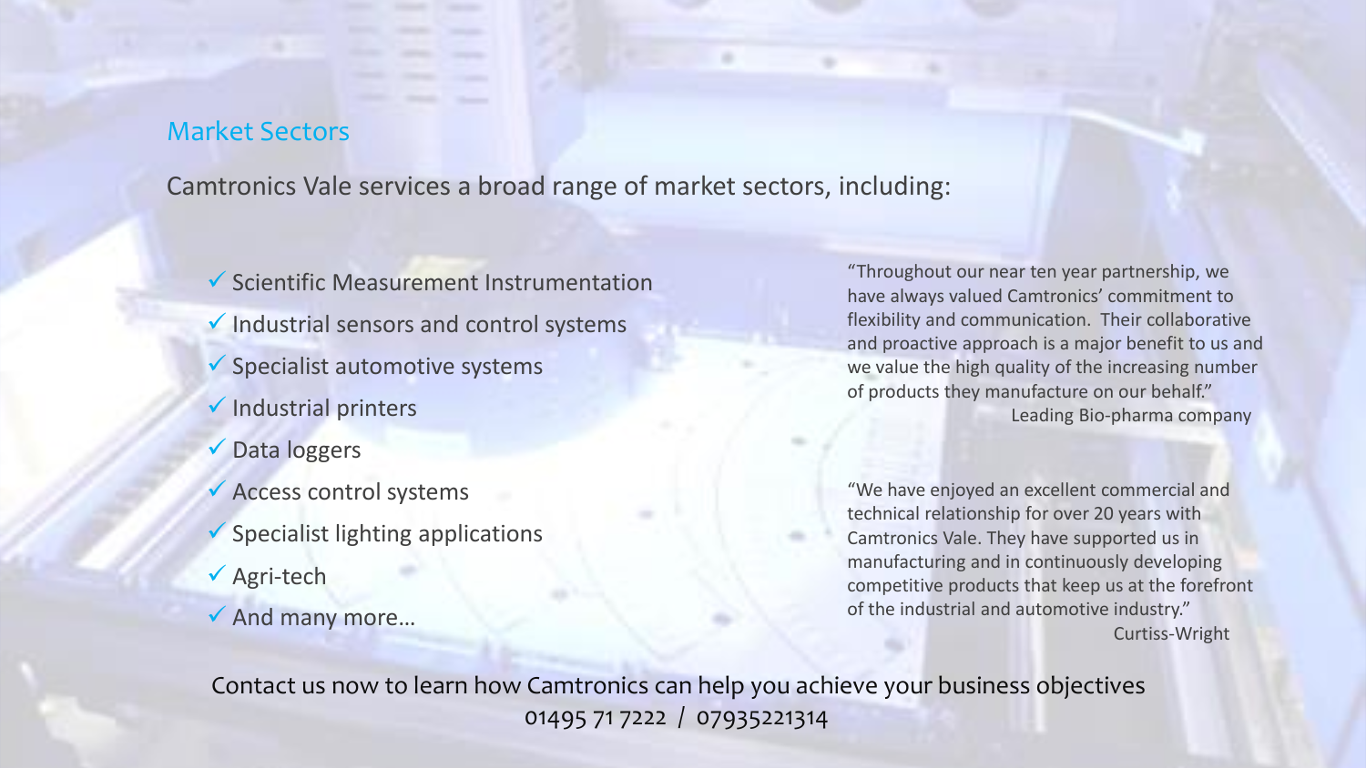## Market Sectors

Camtronics Vale services a broad range of market sectors, including:

- ✓ Scientific Measurement Instrumentation
- ✓ Industrial sensors and control systems
- ✓ Specialist automotive systems
- ✓ Industrial printers
- ✓ Data loggers
- ✓ Access control systems
- ✓ Specialist lighting applications
- ✓ Agri-tech
- ✓ And many more…

"Throughout our near ten year partnership, we have always valued Camtronics' commitment to flexibility and communication. Their collaborative and proactive approach is a major benefit to us and we value the high quality of the increasing number of products they manufacture on our behalf."

Leading Bio-pharma company

"We have enjoyed an excellent commercial and technical relationship for over 20 years with Camtronics Vale. They have supported us in manufacturing and in continuously developing competitive products that keep us at the forefront of the industrial and automotive industry."

Curtiss-Wright

Contact us now to learn how Camtronics can help you achieve your business objectives

01495 71 7222 / 07935221314